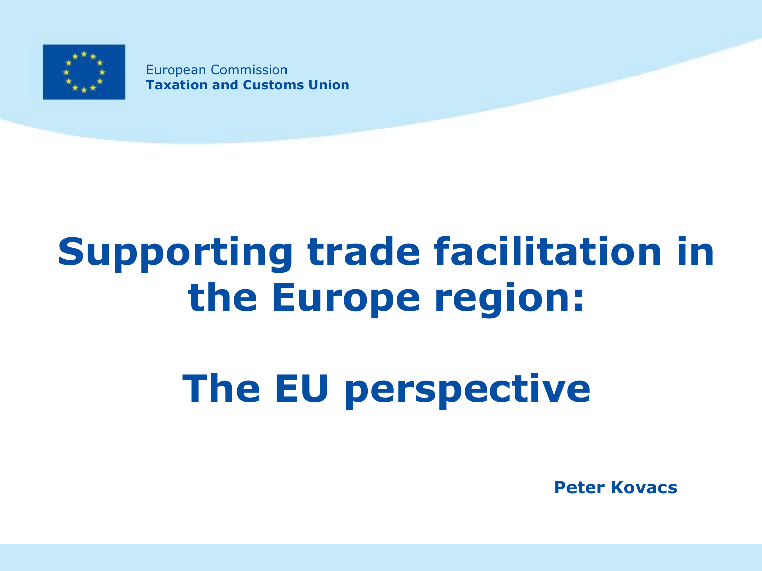European Commission
**Taxation and Customs Union**

# Supporting trade facilitation in the Europe region:

# The EU perspective

**Peter Kovacs**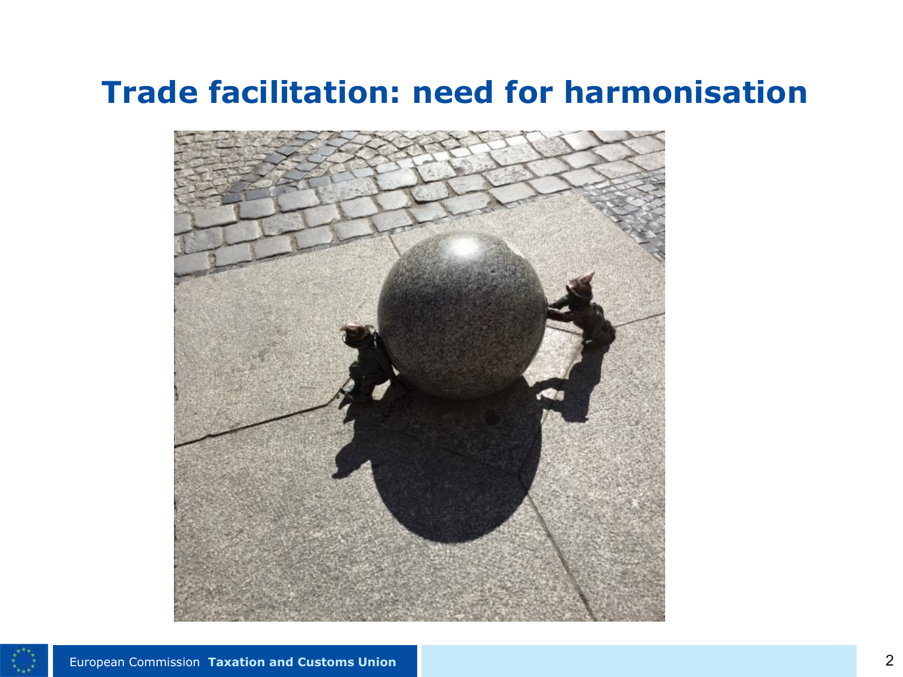# Trade facilitation: need for harmonisation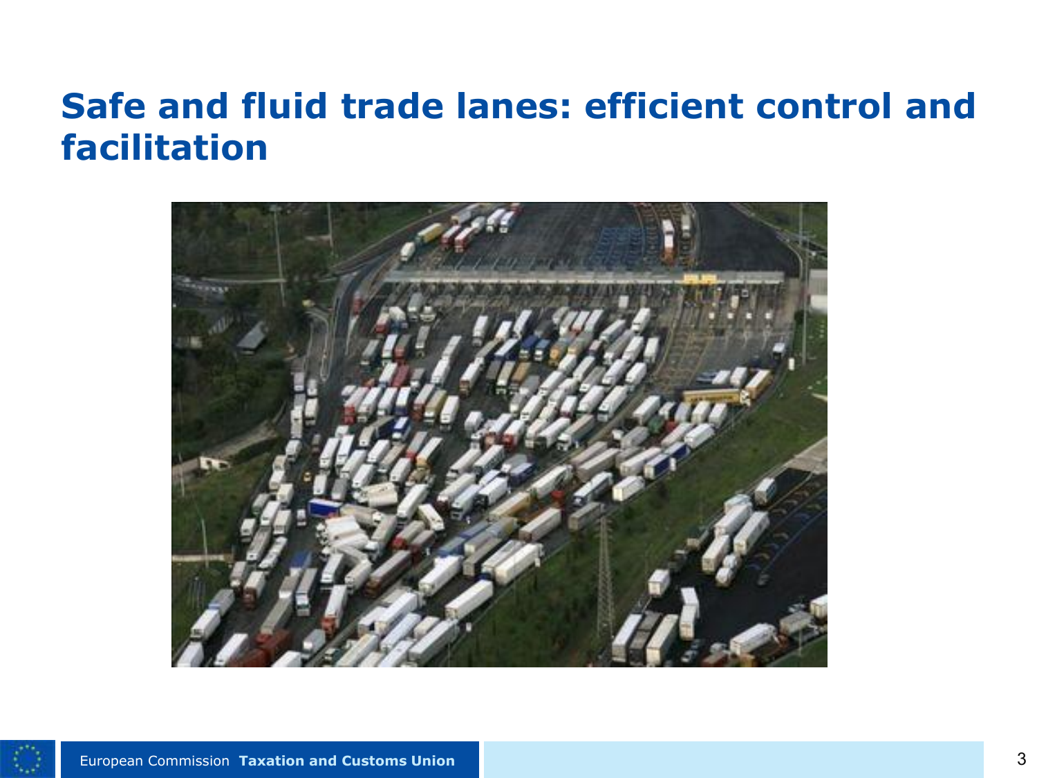# Safe and fluid trade lanes: efficient control and facilitation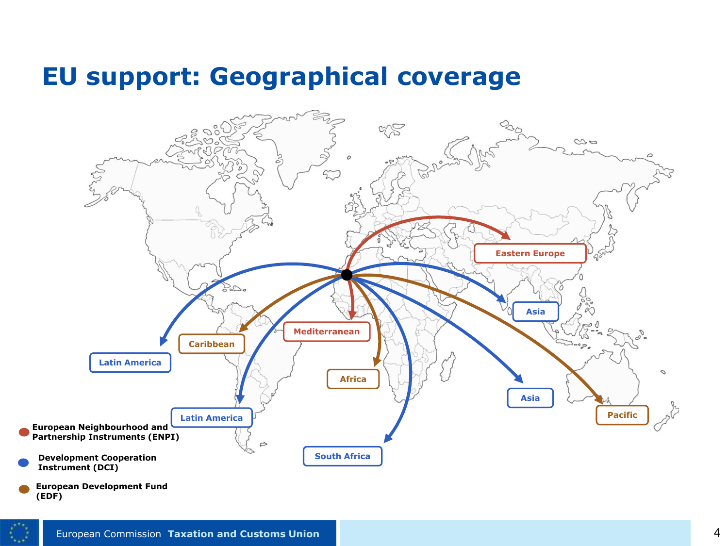# EU support: Geographical coverage

Eastern Europe

Mediterranean

Asia

Caribbean

Latin America

Africa

Asia

Pacific

Latin America

South Africa

- European Neighbourhood and Partnership Instruments (ENPI)
- Development Cooperation Instrument (DCI)
- European Development Fund (EDF)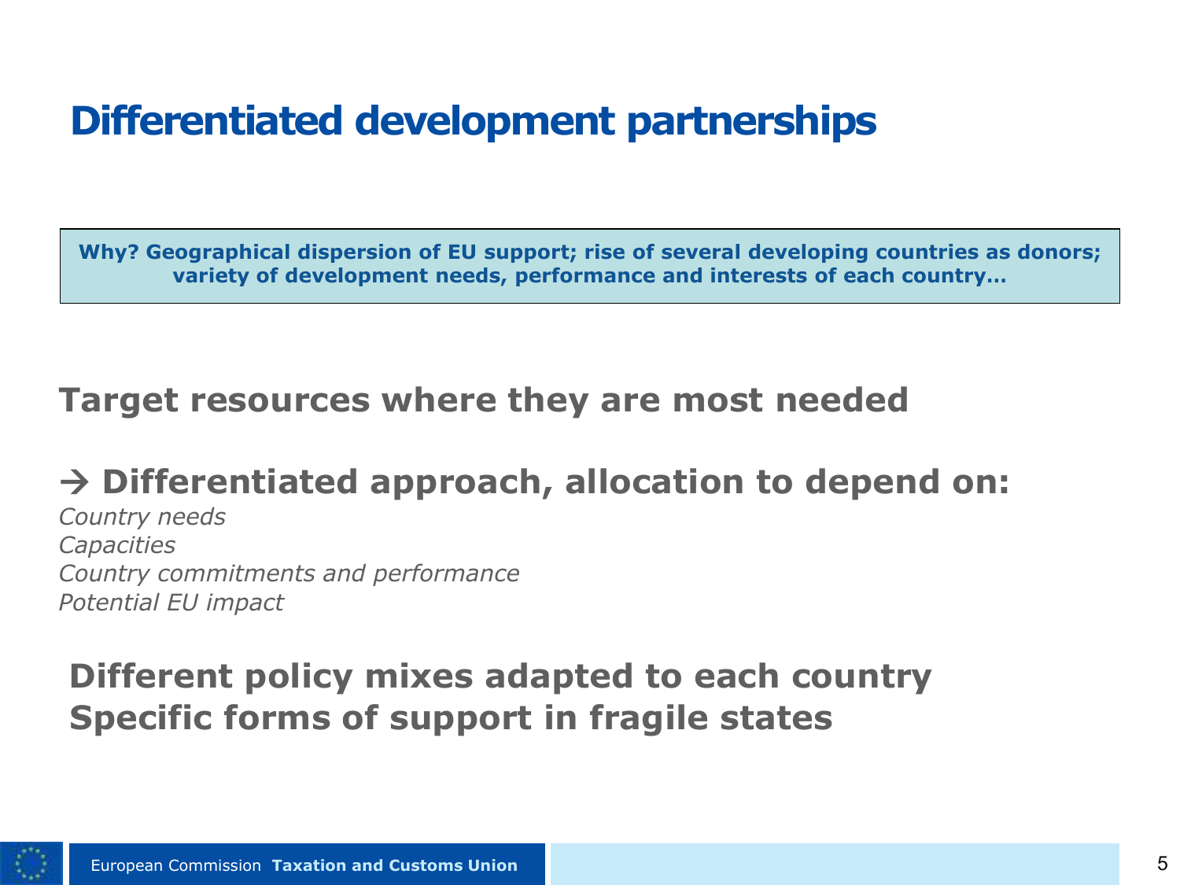# Differentiated development partnerships

**Why? Geographical dispersion of EU support; rise of several developing countries as donors; variety of development needs, performance and interests of each country…**

**Target resources where they are most needed**

**→ Differentiated approach, allocation to depend on:**

*Country needs*
*Capacities*
*Country commitments and performance*
*Potential EU impact*

**Different policy mixes adapted to each country**
**Specific forms of support in fragile states**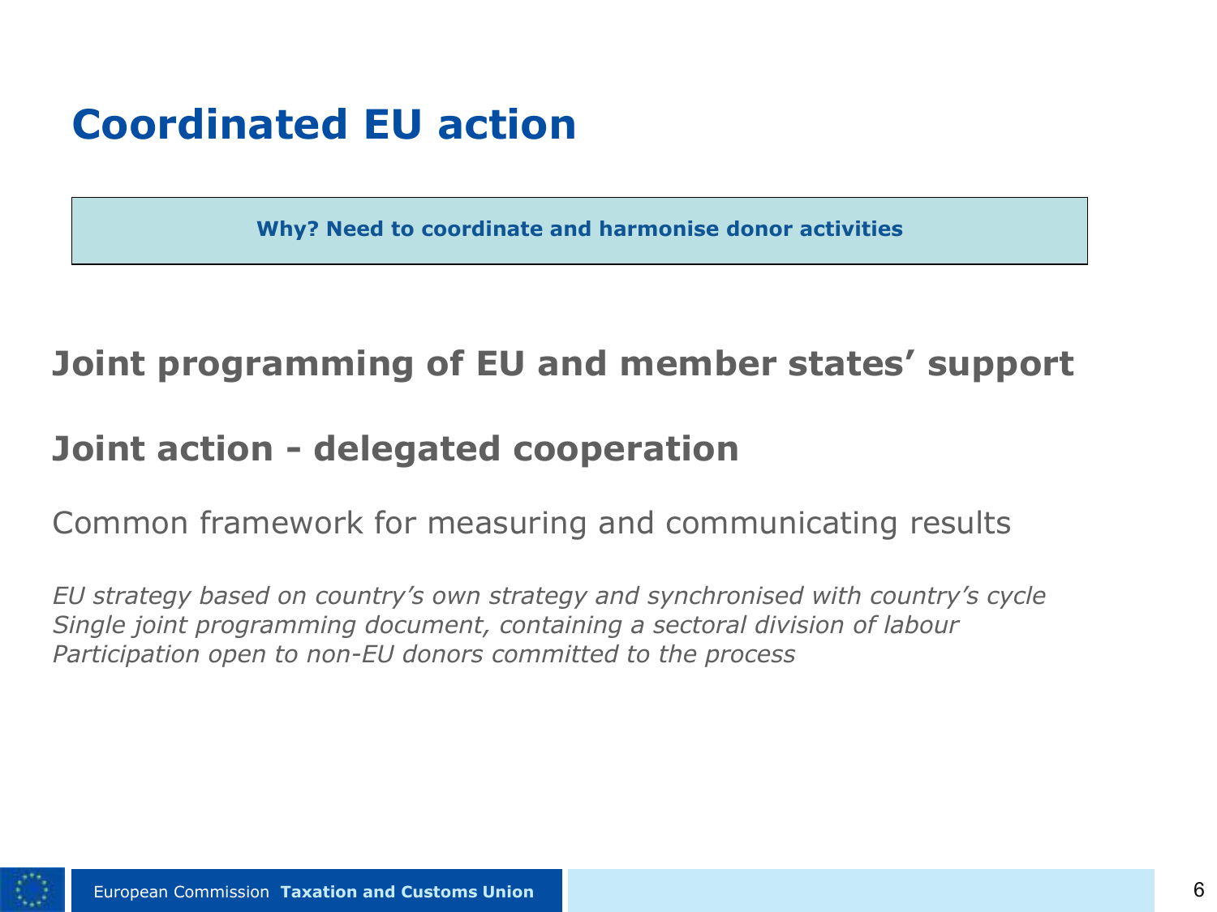# Coordinated EU action

**Why? Need to coordinate and harmonise donor activities**

**Joint programming of EU and member states' support**

**Joint action - delegated cooperation**

Common framework for measuring and communicating results

*EU strategy based on country's own strategy and synchronised with country's cycle*
*Single joint programming document, containing a sectoral division of labour*
*Participation open to non-EU donors committed to the process*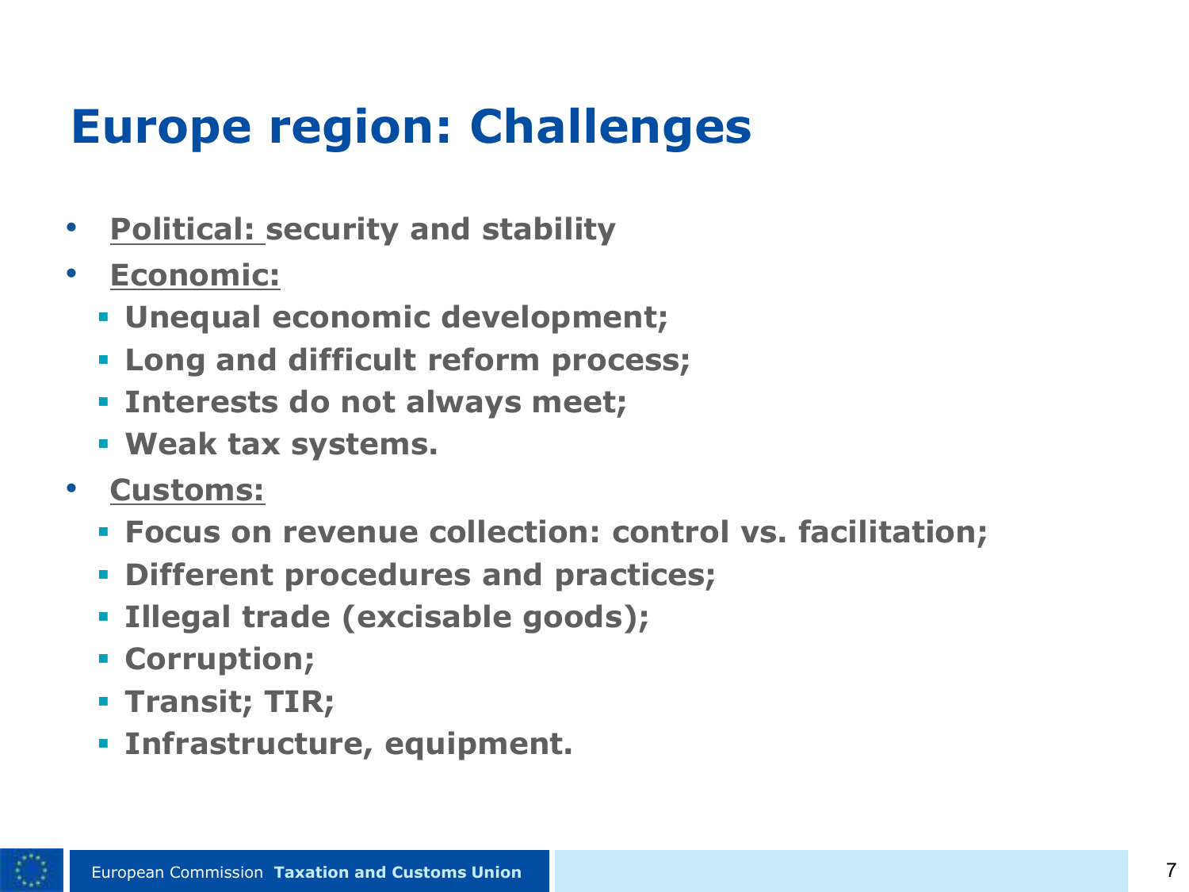# Europe region: Challenges

- **Political:** security and stability
- **Economic:**
  - Unequal economic development;
  - Long and difficult reform process;
  - Interests do not always meet;
  - Weak tax systems.
- **Customs:**
  - Focus on revenue collection: control vs. facilitation;
  - Different procedures and practices;
  - Illegal trade (excisable goods);
  - Corruption;
  - Transit; TIR;
  - Infrastructure, equipment.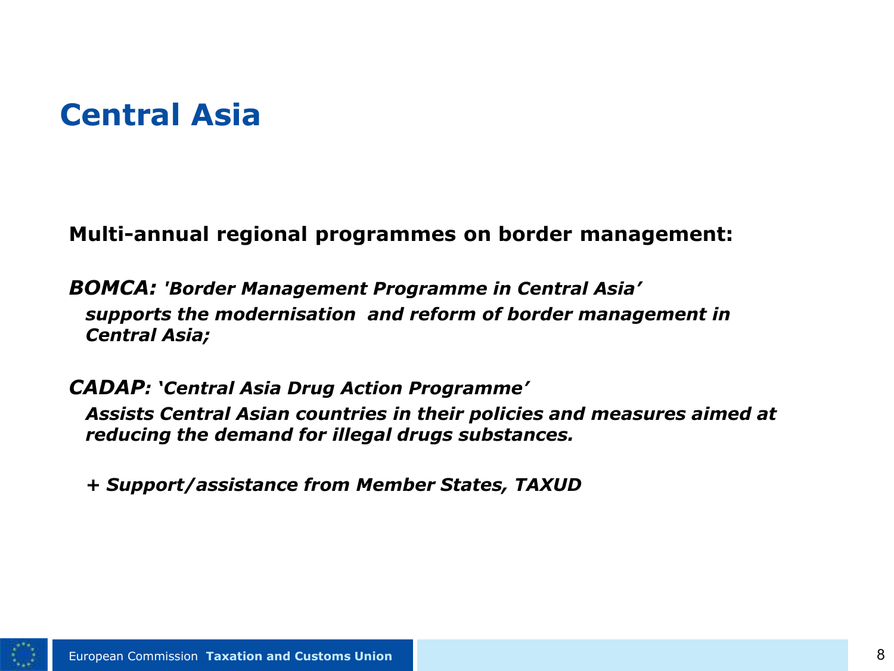# Central Asia

**Multi-annual regional programmes on border management:**

***BOMCA:*** ***'Border Management Programme in Central Asia'***
***supports the modernisation and reform of border management in Central Asia;***

***CADAP:*** ***'Central Asia Drug Action Programme'***
***Assists Central Asian countries in their policies and measures aimed at reducing the demand for illegal drugs substances.***

***+ Support/assistance from Member States, TAXUD***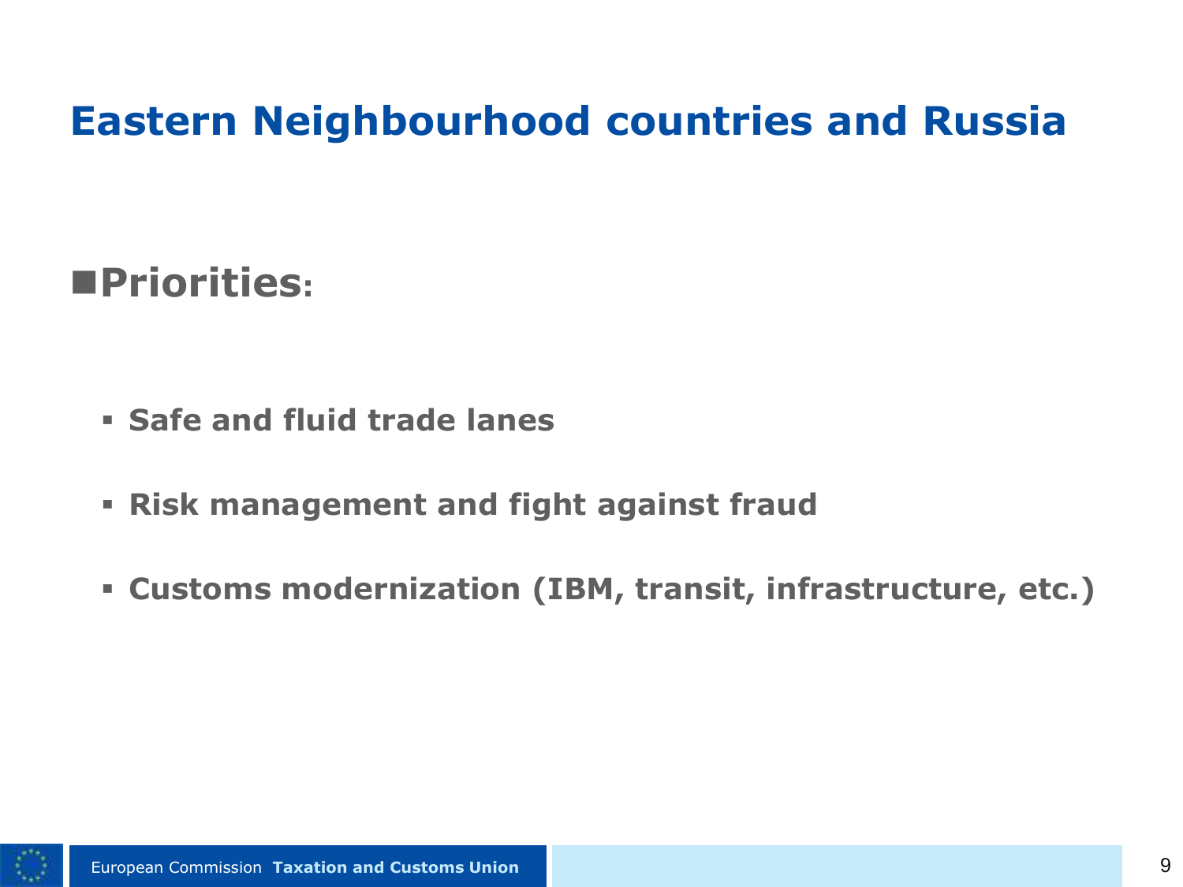# Eastern Neighbourhood countries and Russia

- **Priorities:**
  - **Safe and fluid trade lanes**
  - **Risk management and fight against fraud**
  - **Customs modernization (IBM, transit, infrastructure, etc.)**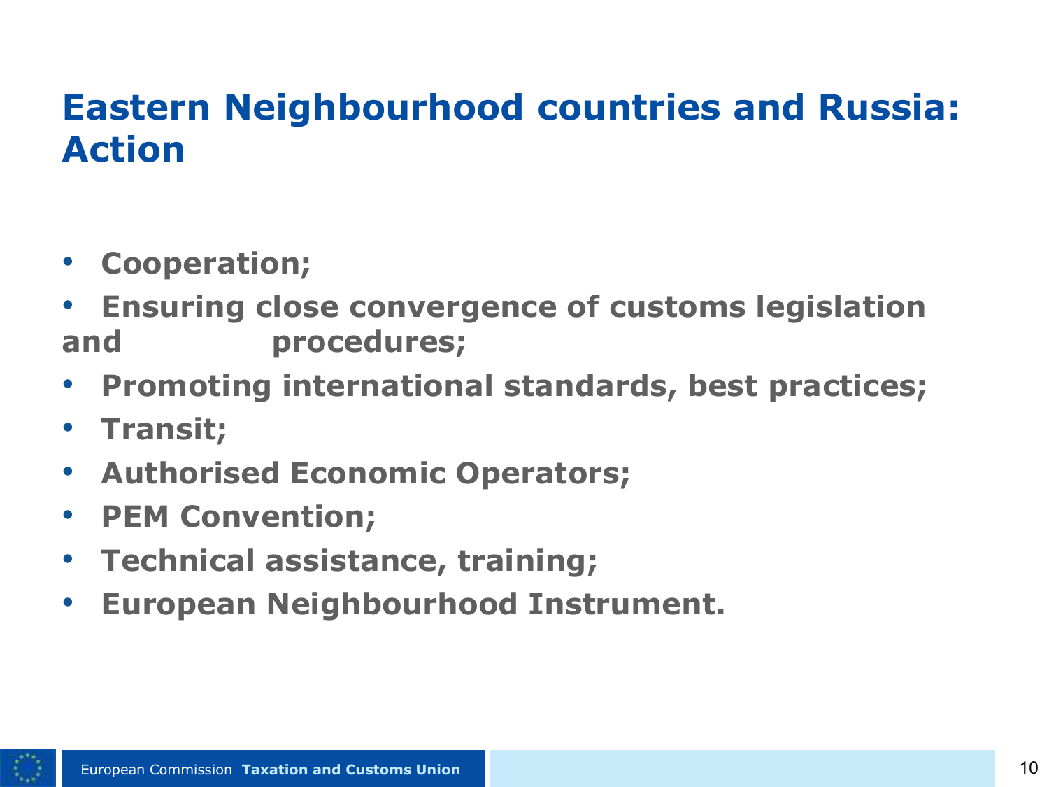# Eastern Neighbourhood countries and Russia: Action

- **Cooperation;**
- **Ensuring close convergence of customs legislation and procedures;**
- **Promoting international standards, best practices;**
- **Transit;**
- **Authorised Economic Operators;**
- **PEM Convention;**
- **Technical assistance, training;**
- **European Neighbourhood Instrument.**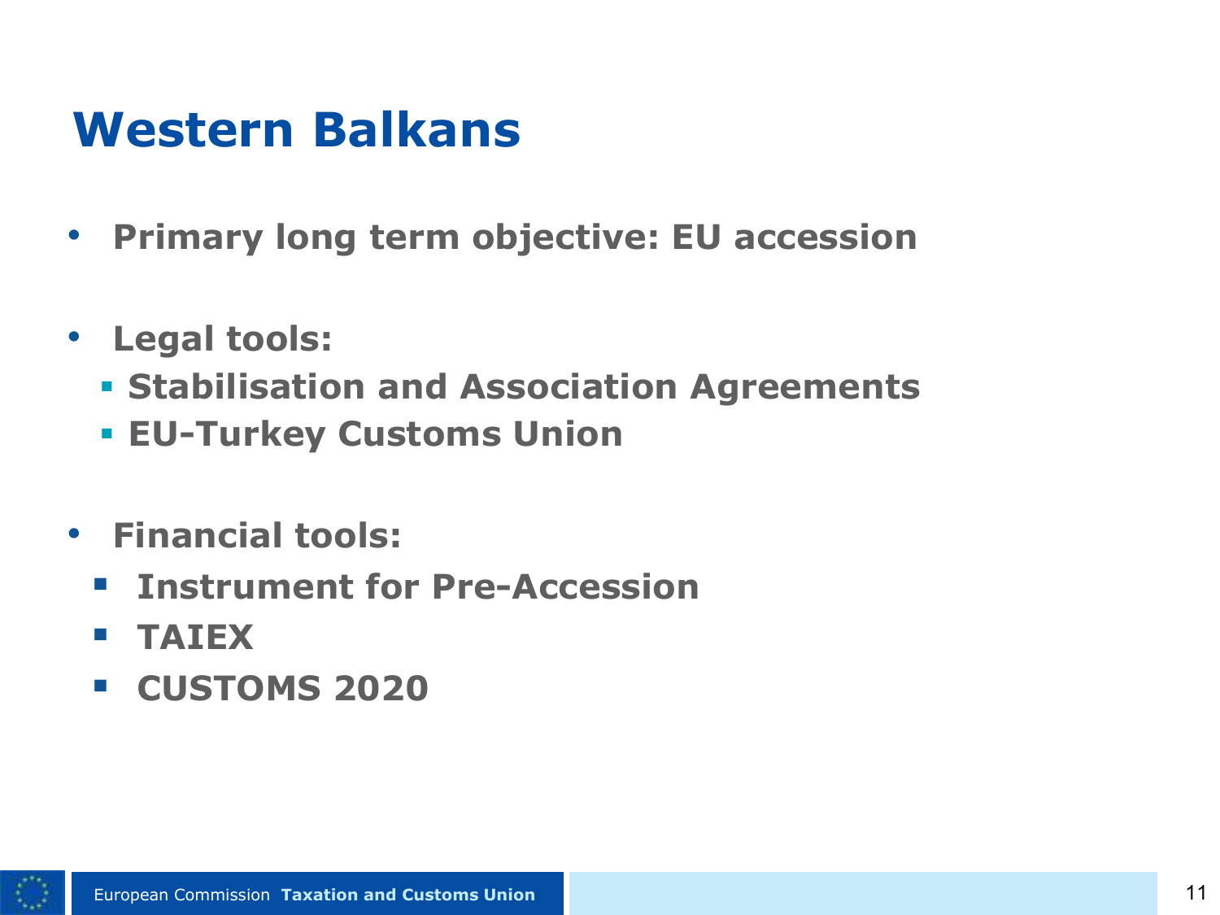# Western Balkans

- **Primary long term objective: EU accession**

- **Legal tools:**
  - **Stabilisation and Association Agreements**
  - **EU-Turkey Customs Union**

- **Financial tools:**
  - **Instrument for Pre-Accession**
  - **TAIEX**
  - **CUSTOMS 2020**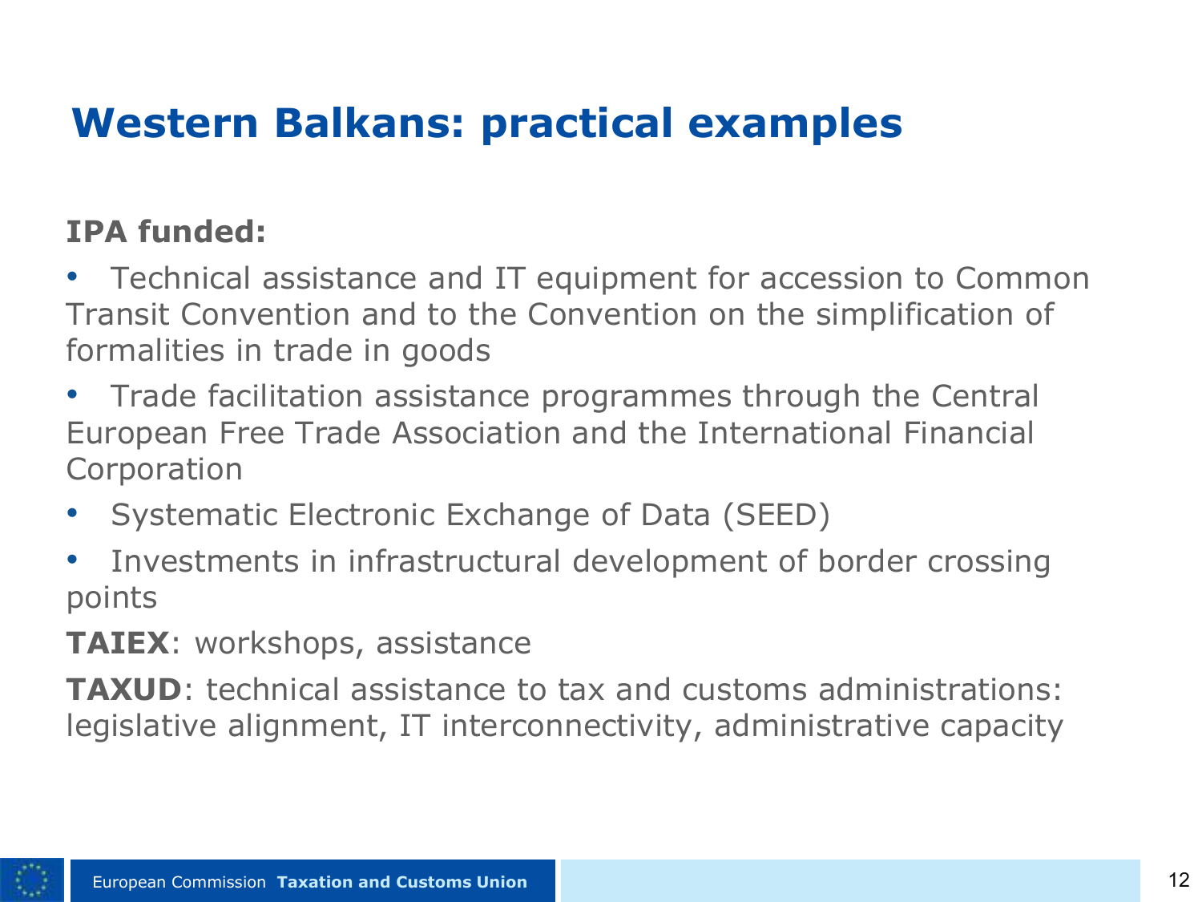# Western Balkans: practical examples

**IPA funded:**

- Technical assistance and IT equipment for accession to Common Transit Convention and to the Convention on the simplification of formalities in trade in goods
- Trade facilitation assistance programmes through the Central European Free Trade Association and the International Financial Corporation
- Systematic Electronic Exchange of Data (SEED)
- Investments in infrastructural development of border crossing points

**TAIEX**: workshops, assistance

**TAXUD**: technical assistance to tax and customs administrations: legislative alignment, IT interconnectivity, administrative capacity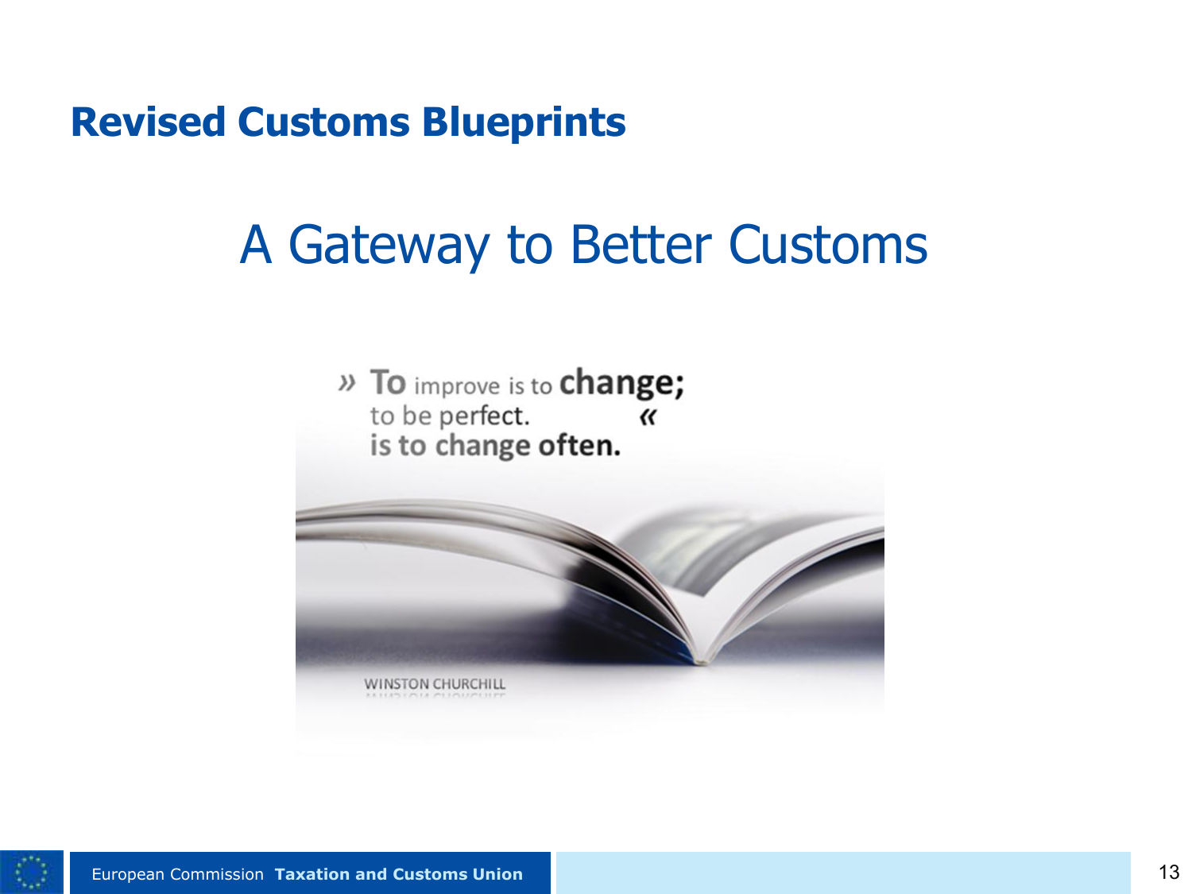# Revised Customs Blueprints

## A Gateway to Better Customs

» To improve is to change;
to be perfect.
is to change often. «

WINSTON CHURCHILL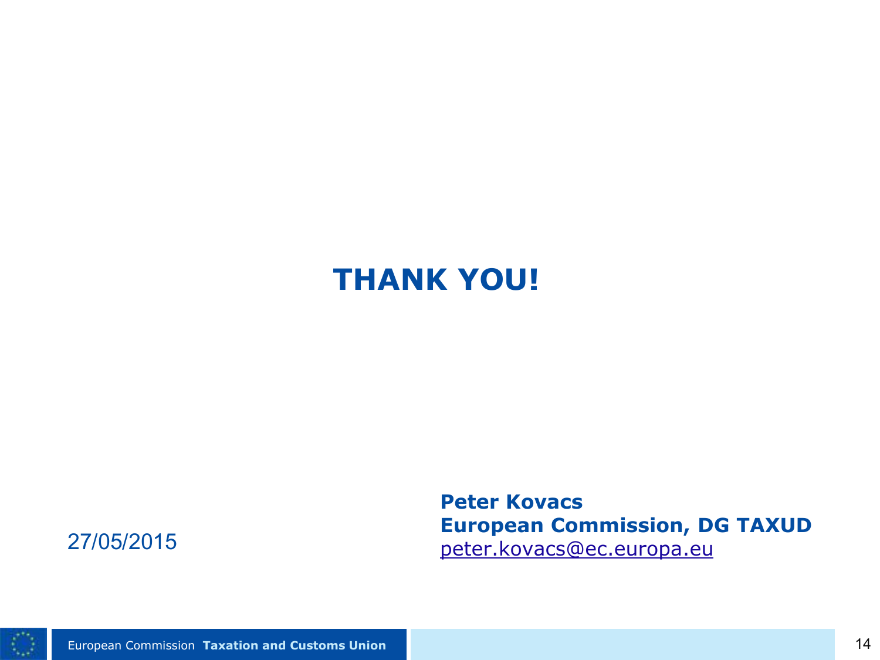# THANK YOU!

27/05/2015

**Peter Kovacs**
**European Commission, DG TAXUD**
peter.kovacs@ec.europa.eu